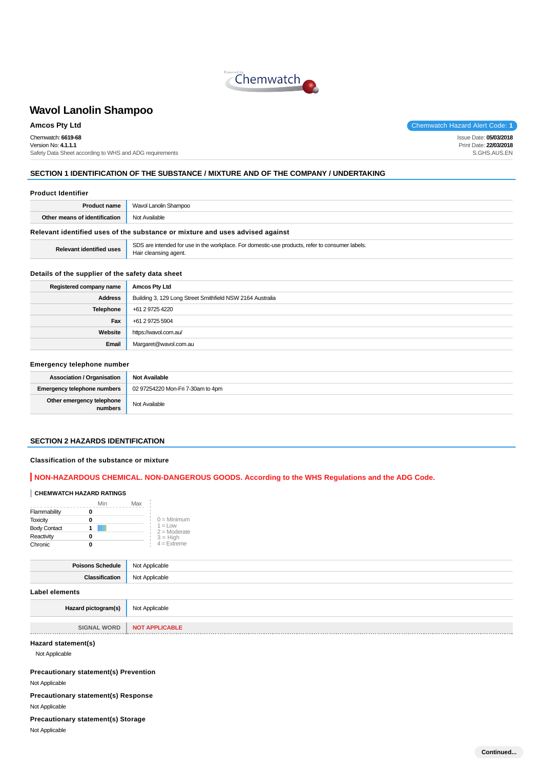# Wavol Lanolin Shampoo

**Amcos Pty Ltd**

Chemwatch Hazard Alert Code: **1**

Chemwatch: **6619-68**
Version No: **4.1.1.1**
Safety Data Sheet according to WHS and ADG requirements

Issue Date: **05/03/2018**
Print Date: **22/03/2018**
S.GHS.AUS.EN

## SECTION 1 IDENTIFICATION OF THE SUBSTANCE / MIXTURE AND OF THE COMPANY / UNDERTAKING

### Product Identifier

| | |
|---|---|
| **Product name** | Wavol Lanolin Shampoo |
| **Other means of identification** | Not Available |

### Relevant identified uses of the substance or mixture and uses advised against

| | |
|---|---|
| **Relevant identified uses** | SDS are intended for use in the workplace. For domestic-use products, refer to consumer labels.<br>Hair cleansing agent. |

### Details of the supplier of the safety data sheet

| | |
|---|---|
| **Registered company name** | **Amcos Pty Ltd** |
| **Address** | Building 3, 129 Long Street Smithfield NSW 2164 Australia |
| **Telephone** | +61 2 9725 4220 |
| **Fax** | +61 2 9725 5904 |
| **Website** | https://wavol.com.au/ |
| **Email** | Margaret@wavol.com.au |

### Emergency telephone number

| | |
|---|---|
| **Association / Organisation** | **Not Available** |
| **Emergency telephone numbers** | 02 97254220 Mon-Fri 7-30am to 4pm |
| **Other emergency telephone numbers** | Not Available |

## SECTION 2 HAZARDS IDENTIFICATION

### Classification of the substance or mixture

**NON-HAZARDOUS CHEMICAL. NON-DANGEROUS GOODS. According to the WHS Regulations and the ADG Code.**

**CHEMWATCH HAZARD RATINGS**

| | Min | Max |
|---|---|---|
| Flammability | 0 | |
| Toxicity | 0 | |
| Body Contact | 1 | |
| Reactivity | 0 | |
| Chronic | 0 | |

0 = Minimum
1 = Low
2 = Moderate
3 = High
4 = Extreme

| | |
|---|---|
| **Poisons Schedule** | Not Applicable |
| **Classification** | Not Applicable |

### Label elements

| | |
|---|---|
| **Hazard pictogram(s)** | Not Applicable |
| SIGNAL WORD | **NOT APPLICABLE** |

### Hazard statement(s)

Not Applicable

### Precautionary statement(s) Prevention

Not Applicable

### Precautionary statement(s) Response

Not Applicable

### Precautionary statement(s) Storage

Not Applicable

Continued...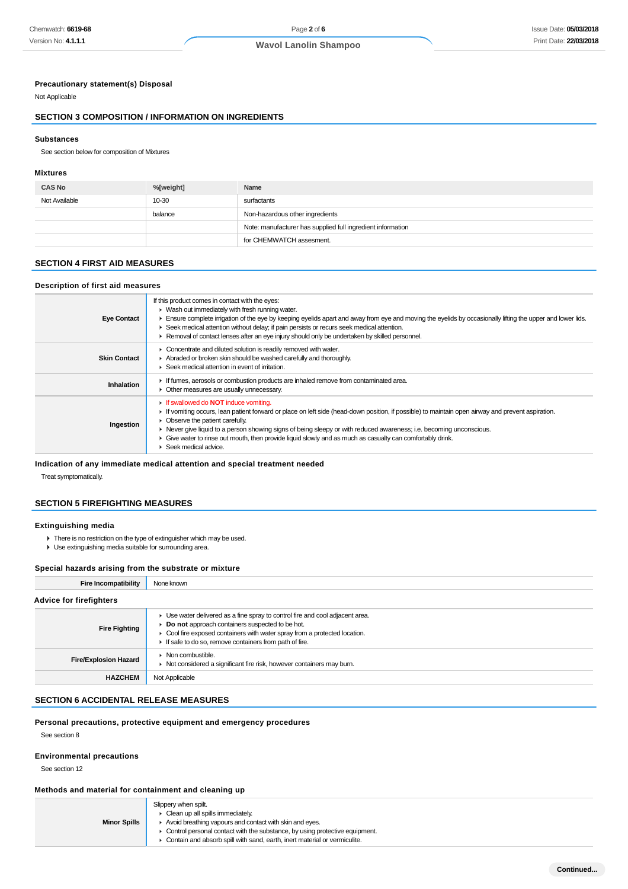### Precautionary statement(s) Disposal

Not Applicable

## SECTION 3 COMPOSITION / INFORMATION ON INGREDIENTS

### Substances

See section below for composition of Mixtures

### Mixtures

| CAS No | %[weight] | Name |
|---|---|---|
| Not Available | 10-30 | surfactants |
| | balance | Non-hazardous other ingredients |
| | | Note: manufacturer has supplied full ingredient information |
| | | for CHEMWATCH assesment. |

## SECTION 4 FIRST AID MEASURES

### Description of first aid measures

| | |
|---|---|
| **Eye Contact** | If this product comes in contact with the eyes:<br>▸ Wash out immediately with fresh running water.<br>▸ Ensure complete irrigation of the eye by keeping eyelids apart and away from eye and moving the eyelids by occasionally lifting the upper and lower lids.<br>▸ Seek medical attention without delay; if pain persists or recurs seek medical attention.<br>▸ Removal of contact lenses after an eye injury should only be undertaken by skilled personnel. |
| **Skin Contact** | ▸ Concentrate and diluted solution is readily removed with water.<br>▸ Abraded or broken skin should be washed carefully and thoroughly.<br>▸ Seek medical attention in event of irritation. |
| **Inhalation** | ▸ If fumes, aerosols or combustion products are inhaled remove from contaminated area.<br>▸ Other measures are usually unnecessary. |
| **Ingestion** | ▸ If swallowed do **NOT** induce vomiting.<br>▸ If vomiting occurs, lean patient forward or place on left side (head-down position, if possible) to maintain open airway and prevent aspiration.<br>▸ Observe the patient carefully.<br>▸ Never give liquid to a person showing signs of being sleepy or with reduced awareness; i.e. becoming unconscious.<br>▸ Give water to rinse out mouth, then provide liquid slowly and as much as casualty can comfortably drink.<br>▸ Seek medical advice. |

### Indication of any immediate medical attention and special treatment needed

Treat symptomatically.

## SECTION 5 FIREFIGHTING MEASURES

### Extinguishing media

- There is no restriction on the type of extinguisher which may be used.
- Use extinguishing media suitable for surrounding area.

### Special hazards arising from the substrate or mixture

| | |
|---|---|
| **Fire Incompatibility** | None known |

### Advice for firefighters

| | |
|---|---|
| **Fire Fighting** | ▸ Use water delivered as a fine spray to control fire and cool adjacent area.<br>▸ **Do not** approach containers suspected to be hot.<br>▸ Cool fire exposed containers with water spray from a protected location.<br>▸ If safe to do so, remove containers from path of fire. |
| **Fire/Explosion Hazard** | ▸ Non combustible.<br>▸ Not considered a significant fire risk, however containers may burn. |
| **HAZCHEM** | Not Applicable |

## SECTION 6 ACCIDENTAL RELEASE MEASURES

### Personal precautions, protective equipment and emergency procedures

See section 8

### Environmental precautions

See section 12

### Methods and material for containment and cleaning up

| | |
|---|---|
| **Minor Spills** | Slippery when spilt.<br>▸ Clean up all spills immediately.<br>▸ Avoid breathing vapours and contact with skin and eyes.<br>▸ Control personal contact with the substance, by using protective equipment.<br>▸ Contain and absorb spill with sand, earth, inert material or vermiculite. |

Continued...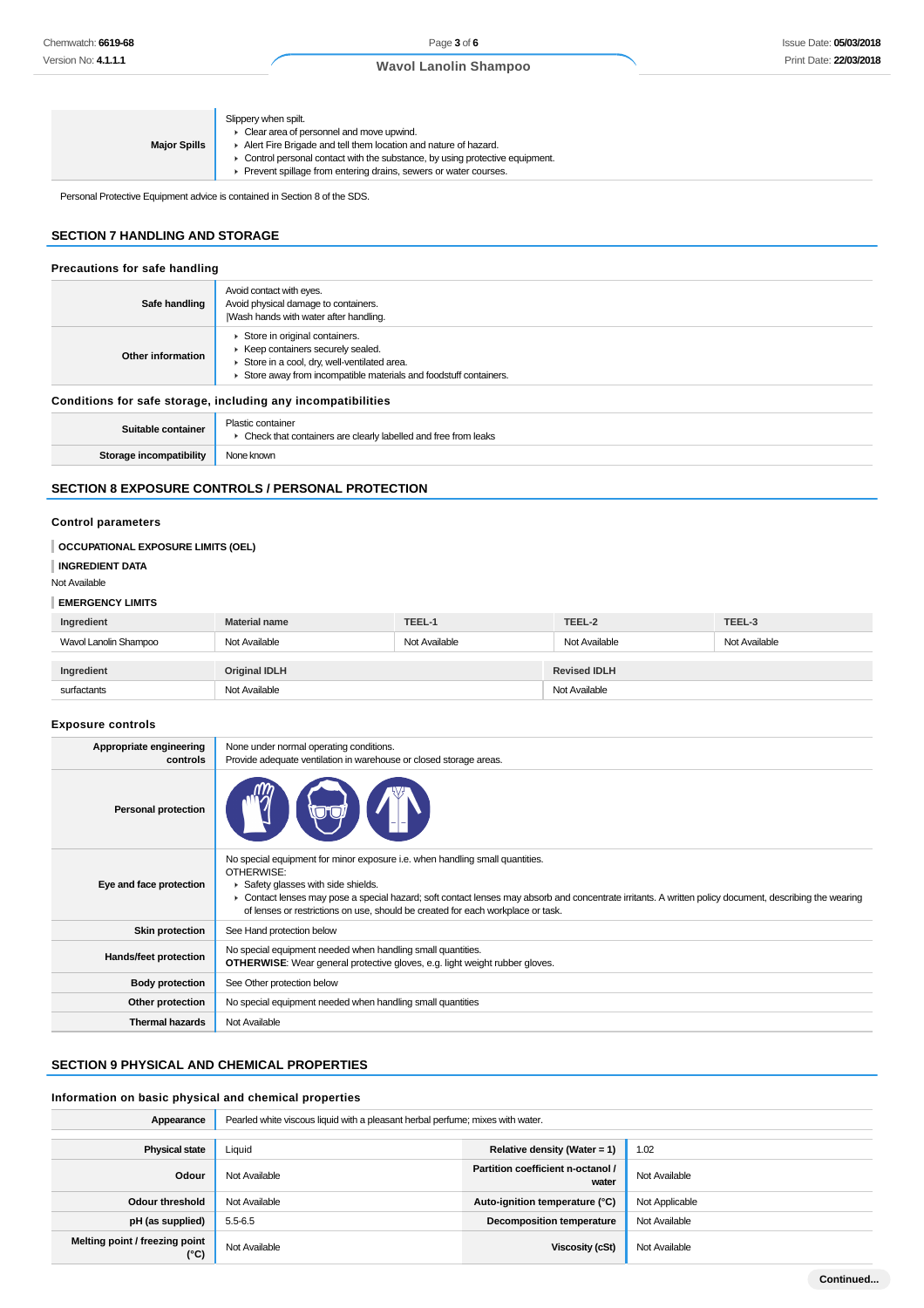| Major Spills | Slippery when spilt.<br>- Clear area of personnel and move upwind.<br>- Alert Fire Brigade and tell them location and nature of hazard.<br>- Control personal contact with the substance, by using protective equipment.<br>- Prevent spillage from entering drains, sewers or water courses. |
|---|---|

Personal Protective Equipment advice is contained in Section 8 of the SDS.

## SECTION 7 HANDLING AND STORAGE

### Precautions for safe handling

| Safe handling | Avoid contact with eyes.<br>Avoid physical damage to containers.<br>\|Wash hands with water after handling. |
|---|---|
| Other information | - Store in original containers.<br>- Keep containers securely sealed.<br>- Store in a cool, dry, well-ventilated area.<br>- Store away from incompatible materials and foodstuff containers. |

### Conditions for safe storage, including any incompatibilities

| Suitable container | Plastic container<br>- Check that containers are clearly labelled and free from leaks |
|---|---|
| Storage incompatibility | None known |

## SECTION 8 EXPOSURE CONTROLS / PERSONAL PROTECTION

### Control parameters

**OCCUPATIONAL EXPOSURE LIMITS (OEL)**

**INGREDIENT DATA**

Not Available

**EMERGENCY LIMITS**

| Ingredient | Material name | TEEL-1 | TEEL-2 | TEEL-3 |
|---|---|---|---|---|
| Wavol Lanolin Shampoo | Not Available | Not Available | Not Available | Not Available |

| Ingredient | Original IDLH | Revised IDLH |
|---|---|---|
| surfactants | Not Available | Not Available |

### Exposure controls

| Appropriate engineering controls | None under normal operating conditions.<br>Provide adequate ventilation in warehouse or closed storage areas. |
|---|---|
| Personal protection | |
| Eye and face protection | No special equipment for minor exposure i.e. when handling small quantities.<br>OTHERWISE:<br>- Safety glasses with side shields.<br>- Contact lenses may pose a special hazard; soft contact lenses may absorb and concentrate irritants. A written policy document, describing the wearing of lenses or restrictions on use, should be created for each workplace or task. |
| Skin protection | See Hand protection below |
| Hands/feet protection | No special equipment needed when handling small quantities.<br>**OTHERWISE**: Wear general protective gloves, e.g. light weight rubber gloves. |
| Body protection | See Other protection below |
| Other protection | No special equipment needed when handling small quantities |
| Thermal hazards | Not Available |

## SECTION 9 PHYSICAL AND CHEMICAL PROPERTIES

### Information on basic physical and chemical properties

| Appearance | Pearled white viscous liquid with a pleasant herbal perfume; mixes with water. | | |
|---|---|---|---|
| Physical state | Liquid | Relative density (Water = 1) | 1.02 |
| Odour | Not Available | Partition coefficient n-octanol / water | Not Available |
| Odour threshold | Not Available | Auto-ignition temperature (°C) | Not Applicable |
| pH (as supplied) | 5.5-6.5 | Decomposition temperature | Not Available |
| Melting point / freezing point (°C) | Not Available | Viscosity (cSt) | Not Available |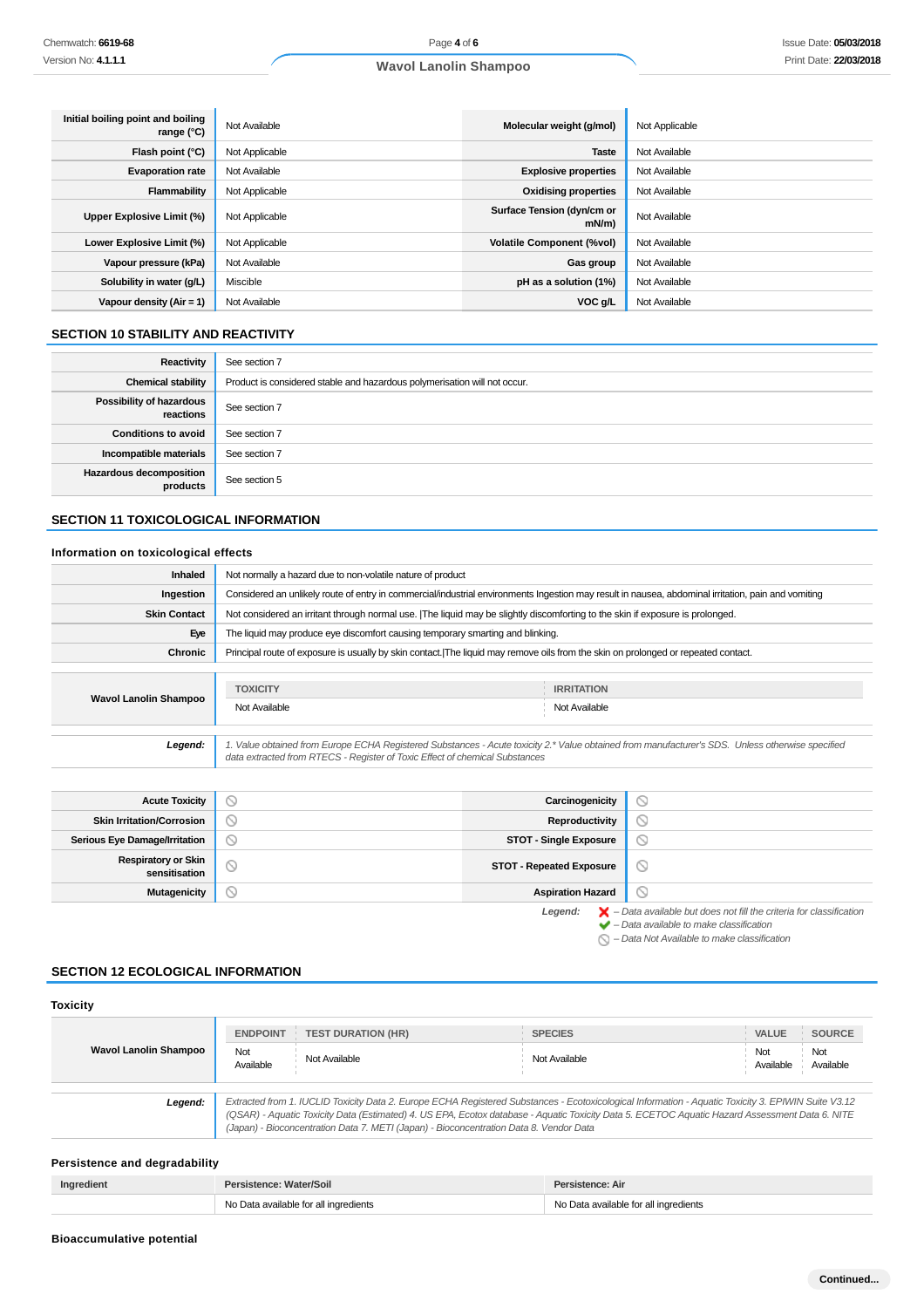| | | | |
|---|---|---|---|
| **Initial boiling point and boiling range (°C)** | Not Available | **Molecular weight (g/mol)** | Not Applicable |
| **Flash point (°C)** | Not Applicable | **Taste** | Not Available |
| **Evaporation rate** | Not Available | **Explosive properties** | Not Available |
| **Flammability** | Not Applicable | **Oxidising properties** | Not Available |
| **Upper Explosive Limit (%)** | Not Applicable | **Surface Tension (dyn/cm or mN/m)** | Not Available |
| **Lower Explosive Limit (%)** | Not Applicable | **Volatile Component (%vol)** | Not Available |
| **Vapour pressure (kPa)** | Not Available | **Gas group** | Not Available |
| **Solubility in water (g/L)** | Miscible | **pH as a solution (1%)** | Not Available |
| **Vapour density (Air = 1)** | Not Available | **VOC g/L** | Not Available |

## SECTION 10 STABILITY AND REACTIVITY

| | |
|---|---|
| **Reactivity** | See section 7 |
| **Chemical stability** | Product is considered stable and hazardous polymerisation will not occur. |
| **Possibility of hazardous reactions** | See section 7 |
| **Conditions to avoid** | See section 7 |
| **Incompatible materials** | See section 7 |
| **Hazardous decomposition products** | See section 5 |

## SECTION 11 TOXICOLOGICAL INFORMATION

### Information on toxicological effects

| | |
|---|---|
| **Inhaled** | Not normally a hazard due to non-volatile nature of product |
| **Ingestion** | Considered an unlikely route of entry in commercial/industrial environments Ingestion may result in nausea, abdominal irritation, pain and vomiting |
| **Skin Contact** | Not considered an irritant through normal use. \|The liquid may be slightly discomforting to the skin if exposure is prolonged. |
| **Eye** | The liquid may produce eye discomfort causing temporary smarting and blinking. |
| **Chronic** | Principal route of exposure is usually by skin contact.\|The liquid may remove oils from the skin on prolonged or repeated contact. |

| | TOXICITY | IRRITATION |
|---|---|---|
| **Wavol Lanolin Shampoo** | Not Available | Not Available |

***Legend:*** *1. Value obtained from Europe ECHA Registered Substances - Acute toxicity 2.\* Value obtained from manufacturer's SDS. Unless otherwise specified data extracted from RTECS - Register of Toxic Effect of chemical Substances*

| | | | |
|---|---|---|---|
| **Acute Toxicity** | ⃠ | **Carcinogenicity** | ⃠ |
| **Skin Irritation/Corrosion** | ⃠ | **Reproductivity** | ⃠ |
| **Serious Eye Damage/Irritation** | ⃠ | **STOT - Single Exposure** | ⃠ |
| **Respiratory or Skin sensitisation** | ⃠ | **STOT - Repeated Exposure** | ⃠ |
| **Mutagenicity** | ⃠ | **Aspiration Hazard** | ⃠ |

***Legend:***
- ✘ *– Data available but does not fill the criteria for classification*
- ✔ *– Data available to make classification*
- ⃠ *– Data Not Available to make classification*

## SECTION 12 ECOLOGICAL INFORMATION

### Toxicity

| | ENDPOINT | TEST DURATION (HR) | SPECIES | VALUE | SOURCE |
|---|---|---|---|---|---|
| **Wavol Lanolin Shampoo** | Not Available | Not Available | Not Available | Not Available | Not Available |

***Legend:*** *Extracted from 1. IUCLID Toxicity Data 2. Europe ECHA Registered Substances - Ecotoxicological Information - Aquatic Toxicity 3. EPIWIN Suite V3.12 (QSAR) - Aquatic Toxicity Data (Estimated) 4. US EPA, Ecotox database - Aquatic Toxicity Data 5. ECETOC Aquatic Hazard Assessment Data 6. NITE (Japan) - Bioconcentration Data 7. METI (Japan) - Bioconcentration Data 8. Vendor Data*

### Persistence and degradability

| Ingredient | Persistence: Water/Soil | Persistence: Air |
|---|---|---|
| | No Data available for all ingredients | No Data available for all ingredients |

### Bioaccumulative potential

**Continued...**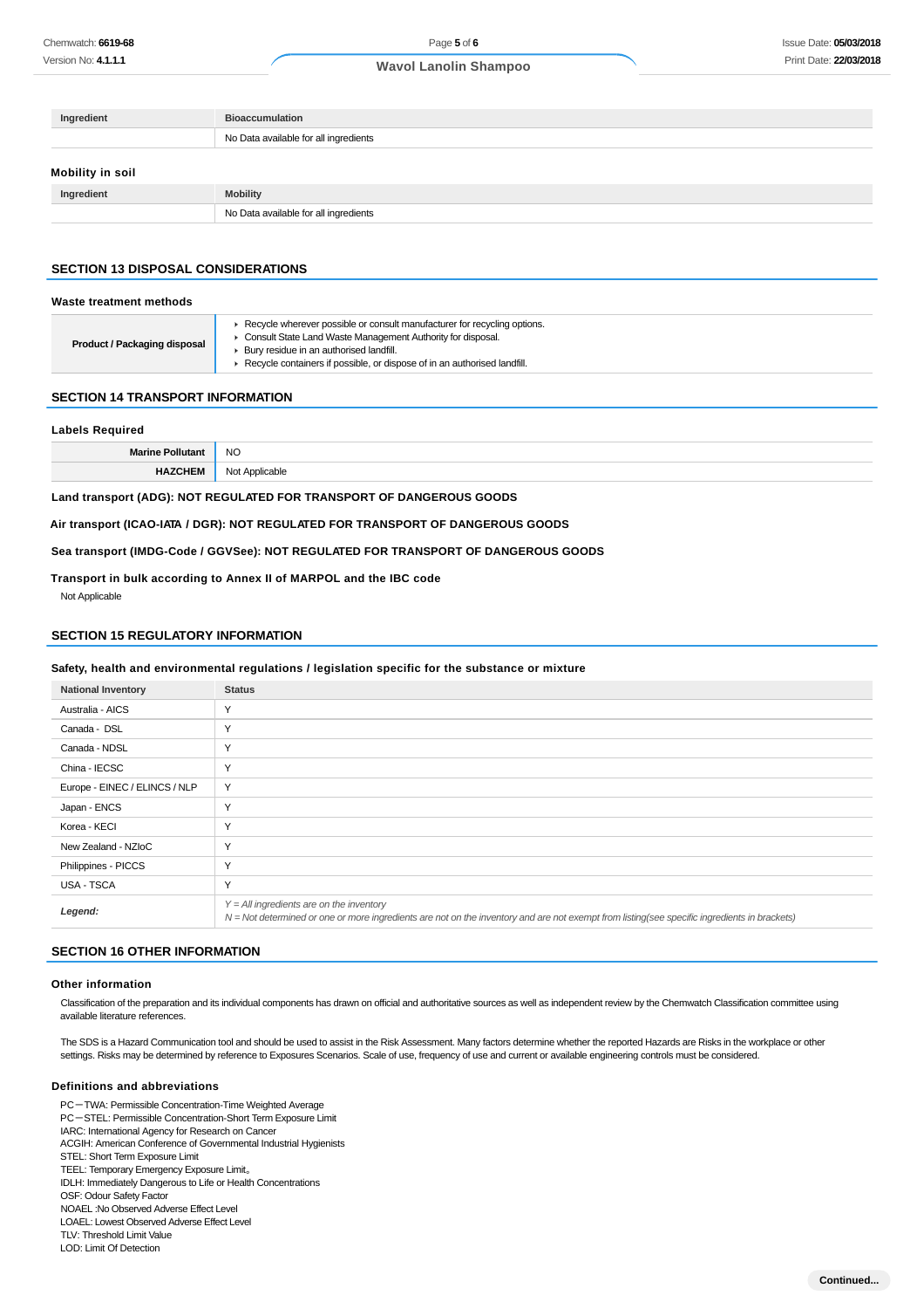| Ingredient | Bioaccumulation |
|---|---|
| | No Data available for all ingredients |

### Mobility in soil

| Ingredient | Mobility |
|---|---|
| | No Data available for all ingredients |

## SECTION 13 DISPOSAL CONSIDERATIONS

### Waste treatment methods

| | |
|---|---|
| **Product / Packaging disposal** | ▸ Recycle wherever possible or consult manufacturer for recycling options.<br>▸ Consult State Land Waste Management Authority for disposal.<br>▸ Bury residue in an authorised landfill.<br>▸ Recycle containers if possible, or dispose of in an authorised landfill. |

## SECTION 14 TRANSPORT INFORMATION

### Labels Required

| | |
|---|---|
| **Marine Pollutant** | NO |
| **HAZCHEM** | Not Applicable |

**Land transport (ADG): NOT REGULATED FOR TRANSPORT OF DANGEROUS GOODS**

**Air transport (ICAO-IATA / DGR): NOT REGULATED FOR TRANSPORT OF DANGEROUS GOODS**

**Sea transport (IMDG-Code / GGVSee): NOT REGULATED FOR TRANSPORT OF DANGEROUS GOODS**

**Transport in bulk according to Annex II of MARPOL and the IBC code**

Not Applicable

## SECTION 15 REGULATORY INFORMATION

### Safety, health and environmental regulations / legislation specific for the substance or mixture

| National Inventory | Status |
|---|---|
| Australia - AICS | Y |
| Canada - DSL | Y |
| Canada - NDSL | Y |
| China - IECSC | Y |
| Europe - EINEC / ELINCS / NLP | Y |
| Japan - ENCS | Y |
| Korea - KECI | Y |
| New Zealand - NZIoC | Y |
| Philippines - PICCS | Y |
| USA - TSCA | Y |
| ***Legend:*** | *Y = All ingredients are on the inventory*<br>*N = Not determined or one or more ingredients are not on the inventory and are not exempt from listing(see specific ingredients in brackets)* |

## SECTION 16 OTHER INFORMATION

### Other information

Classification of the preparation and its individual components has drawn on official and authoritative sources as well as independent review by the Chemwatch Classification committee using available literature references.

The SDS is a Hazard Communication tool and should be used to assist in the Risk Assessment. Many factors determine whether the reported Hazards are Risks in the workplace or other settings. Risks may be determined by reference to Exposures Scenarios. Scale of use, frequency of use and current or available engineering controls must be considered.

### Definitions and abbreviations

PC－TWA: Permissible Concentration-Time Weighted Average
PC－STEL: Permissible Concentration-Short Term Exposure Limit
IARC: International Agency for Research on Cancer
ACGIH: American Conference of Governmental Industrial Hygienists
STEL: Short Term Exposure Limit
TEEL: Temporary Emergency Exposure Limit。
IDLH: Immediately Dangerous to Life or Health Concentrations
OSF: Odour Safety Factor
NOAEL :No Observed Adverse Effect Level
LOAEL: Lowest Observed Adverse Effect Level
TLV: Threshold Limit Value
LOD: Limit Of Detection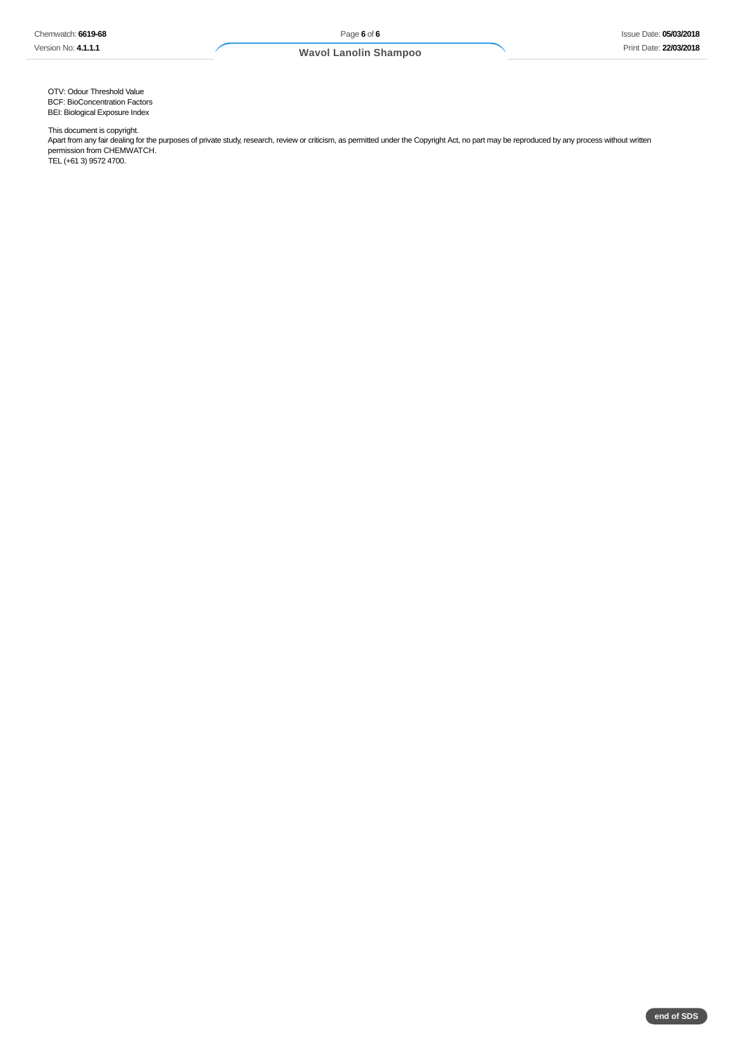OTV: Odour Threshold Value
BCF: BioConcentration Factors
BEI: Biological Exposure Index

This document is copyright.
Apart from any fair dealing for the purposes of private study, research, review or criticism, as permitted under the Copyright Act, no part may be reproduced by any process without written permission from CHEMWATCH.
TEL (+61 3) 9572 4700.

**end of SDS**